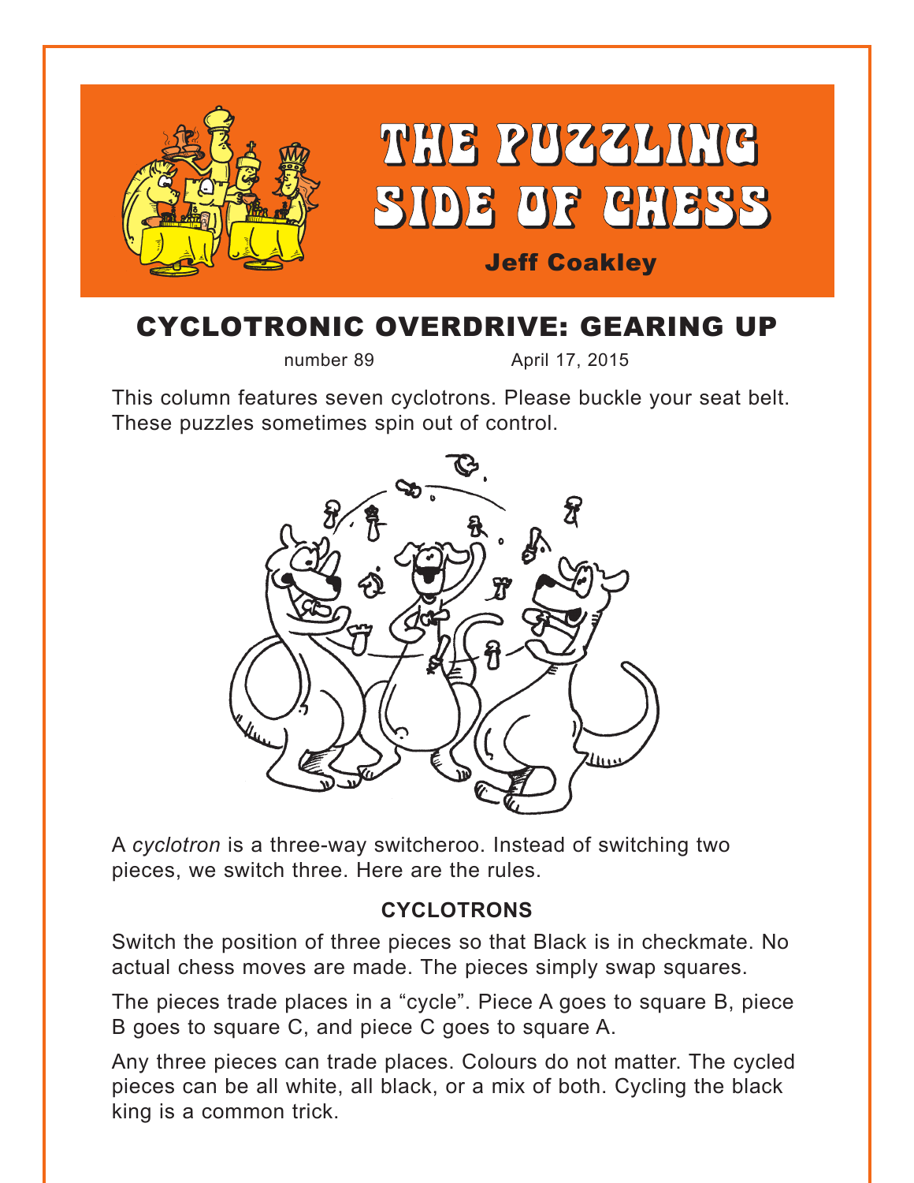# THE PUZZLING SIDE OF CHESS

**Jeff Coakley**

## CYCLOTRONIC OVERDRIVE: GEARING UP

number 89 April 17, 2015

This column features seven cyclotrons. Please buckle your seat belt. These puzzles sometimes spin out of control.

A *cyclotron* is a three-way switcheroo. Instead of switching two pieces, we switch three. Here are the rules.

### CYCLOTRONS

Switch the position of three pieces so that Black is in checkmate. No actual chess moves are made. The pieces simply swap squares.

The pieces trade places in a "cycle". Piece A goes to square B, piece B goes to square C, and piece C goes to square A.

Any three pieces can trade places. Colours do not matter. The cycled pieces can be all white, all black, or a mix of both. Cycling the black king is a common trick.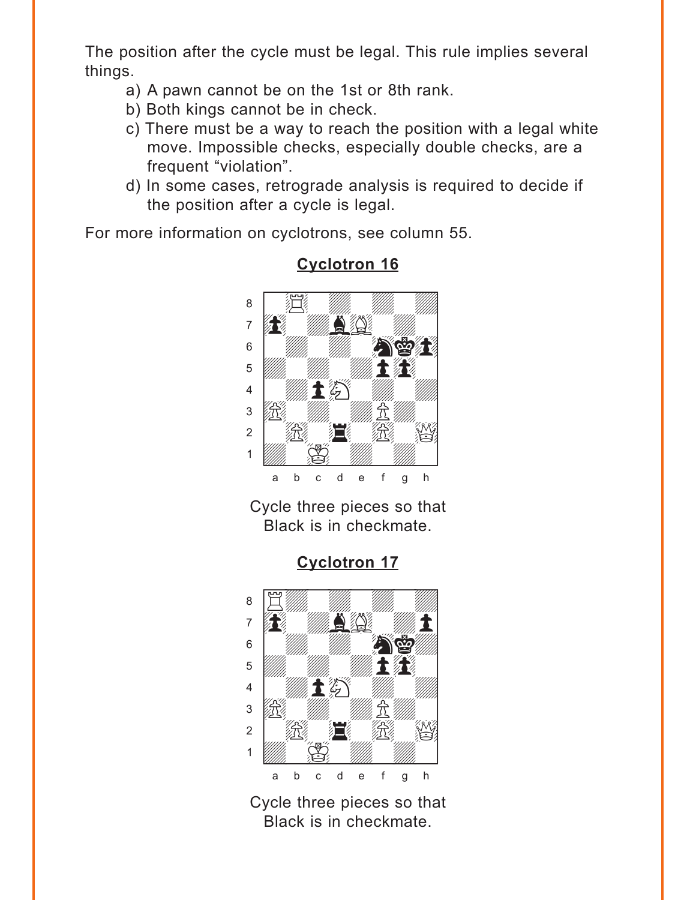The position after the cycle must be legal. This rule implies several things.

a) A pawn cannot be on the 1st or 8th rank.
b) Both kings cannot be in check.
c) There must be a way to reach the position with a legal white move. Impossible checks, especially double checks, are a frequent "violation".
d) In some cases, retrograde analysis is required to decide if the position after a cycle is legal.

For more information on cyclotrons, see column 55.

## Cyclotron 16

Cycle three pieces so that Black is in checkmate.

## Cyclotron 17

Cycle three pieces so that Black is in checkmate.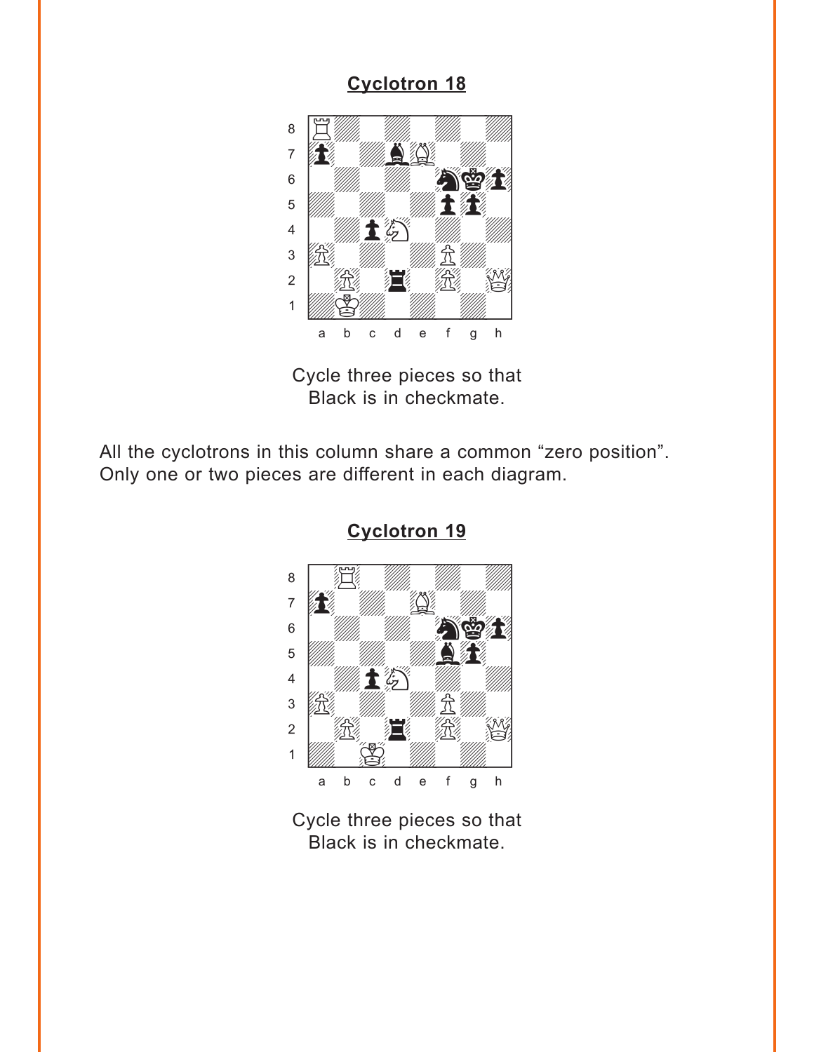## Cyclotron 18

Cycle three pieces so that
Black is in checkmate.

All the cyclotrons in this column share a common “zero position”.
Only one or two pieces are different in each diagram.

## Cyclotron 19

Cycle three pieces so that
Black is in checkmate.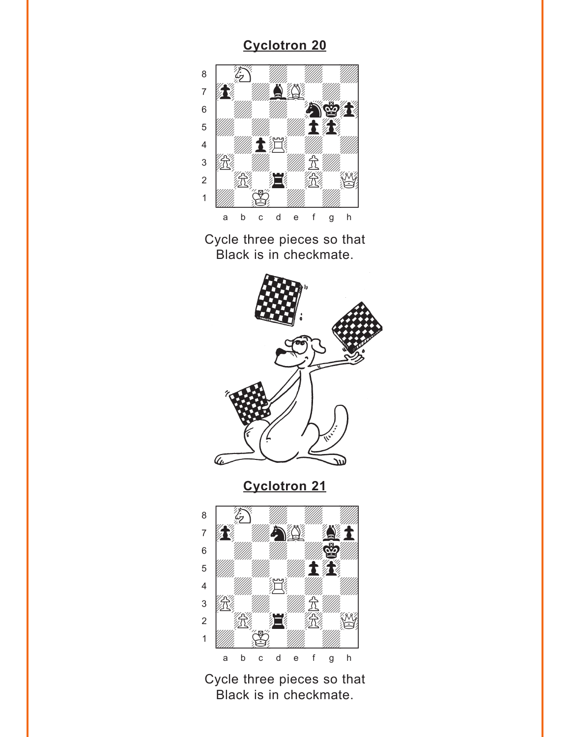## Cyclotron 20

Cycle three pieces so that Black is in checkmate.

## Cyclotron 21

Cycle three pieces so that Black is in checkmate.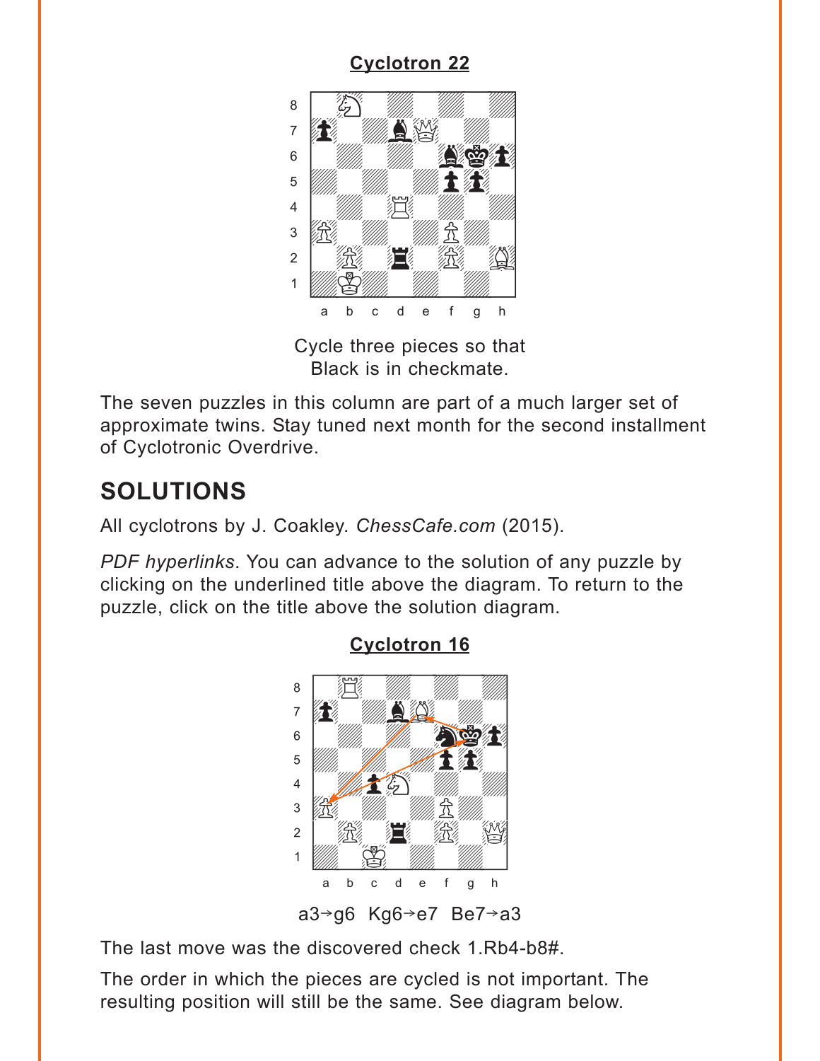**Cyclotron 22**

Cycle three pieces so that
Black is in checkmate.

The seven puzzles in this column are part of a much larger set of approximate twins. Stay tuned next month for the second installment of Cyclotronic Overdrive.

## SOLUTIONS

All cyclotrons by J. Coakley. *ChessCafe.com* (2015).

*PDF hyperlinks*. You can advance to the solution of any puzzle by clicking on the underlined title above the diagram. To return to the puzzle, click on the title above the solution diagram.

**Cyclotron 16**

a3→g6 Kg6→e7 Be7→a3

The last move was the discovered check 1.Rb4-b8#.

The order in which the pieces are cycled is not important. The resulting position will still be the same. See diagram below.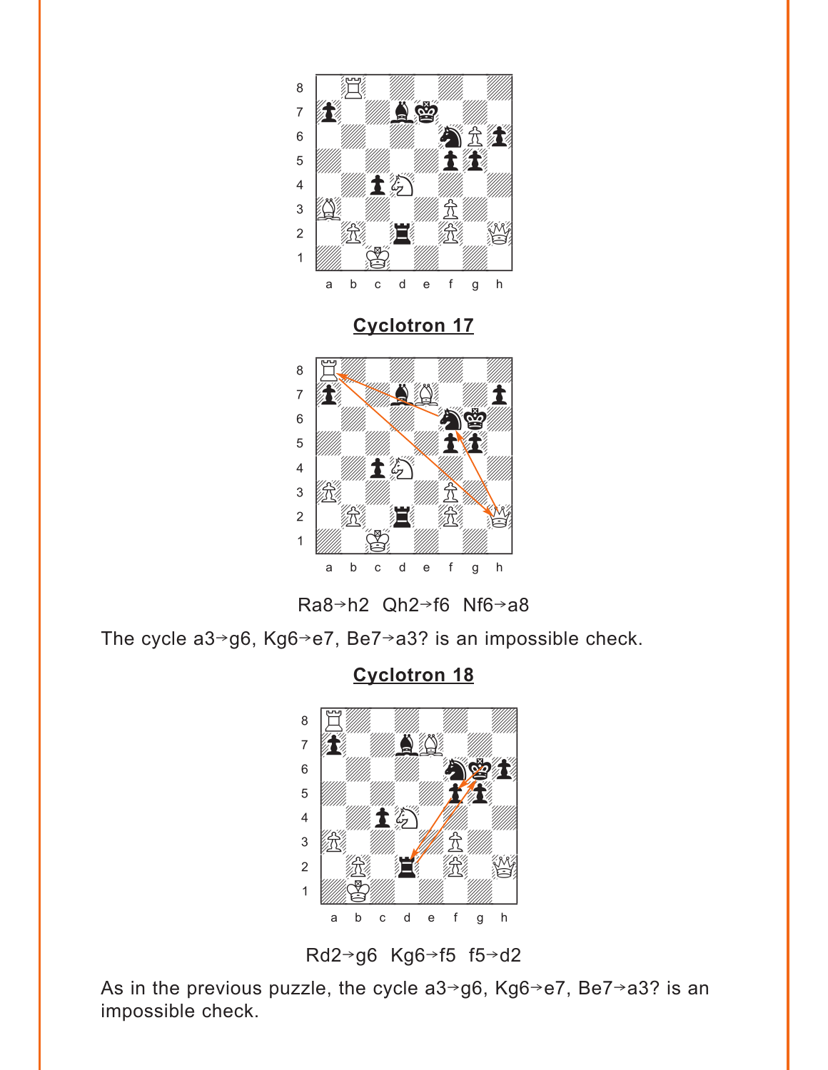## Cyclotron 17

Ra8→h2 Qh2→f6 Nf6→a8

The cycle a3→g6, Kg6→e7, Be7→a3? is an impossible check.

## Cyclotron 18

Rd2→g6 Kg6→f5 f5→d2

As in the previous puzzle, the cycle a3→g6, Kg6→e7, Be7→a3? is an impossible check.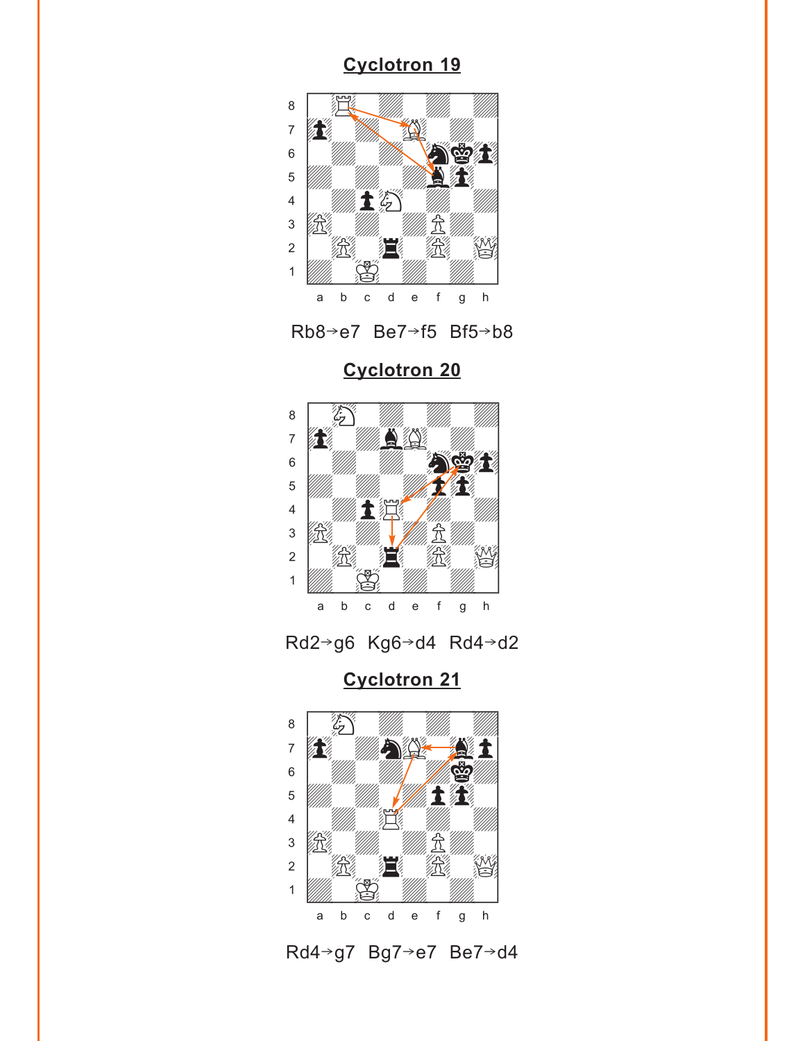## Cyclotron 19

Rb8→e7 Be7→f5 Bf5→b8

## Cyclotron 20

Rd2→g6 Kg6→d4 Rd4→d2

## Cyclotron 21

Rd4→g7 Bg7→e7 Be7→d4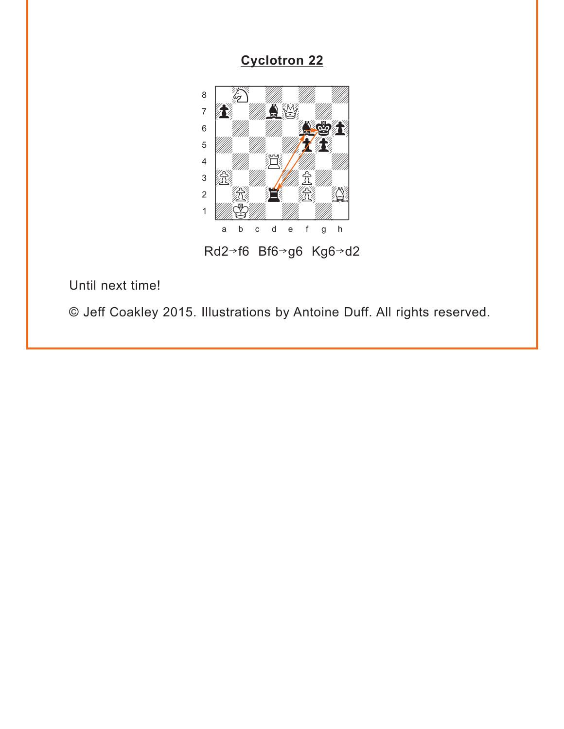**Cyclotron 22**

Rd2→f6 Bf6→g6 Kg6→d2

Until next time!

© Jeff Coakley 2015. Illustrations by Antoine Duff. All rights reserved.